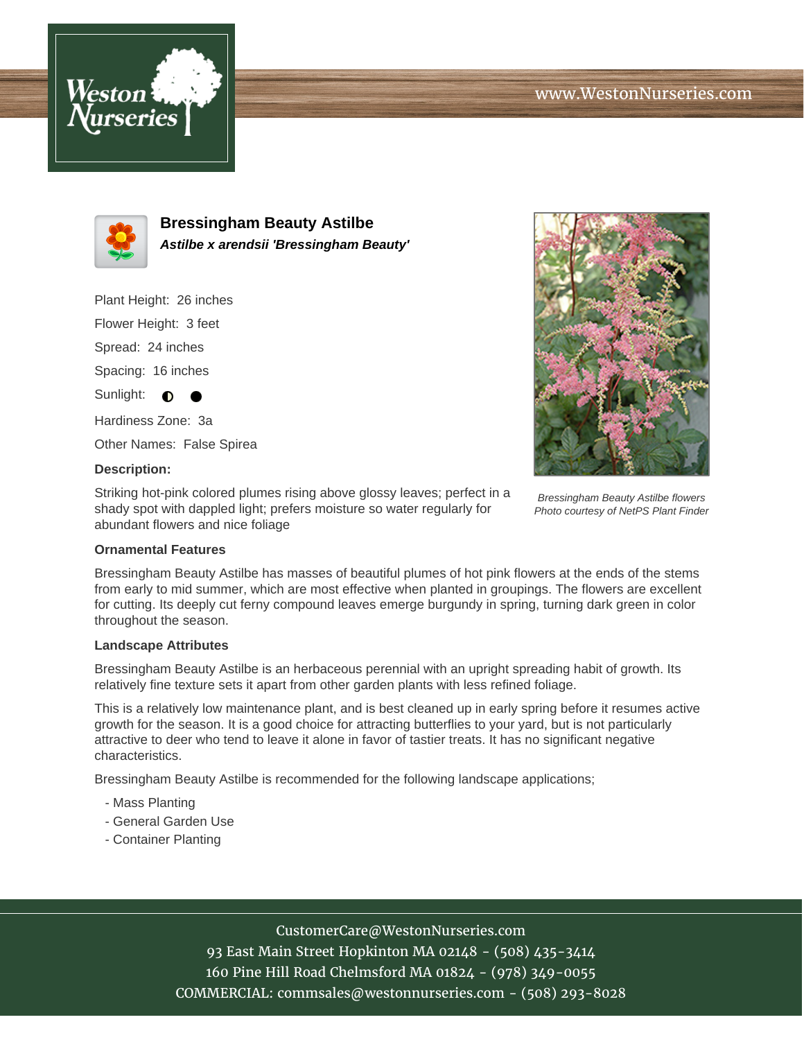# Bressingham Beauty Astilbe

***Astilbe x arendsii 'Bressingham Beauty'***

Plant Height: 26 inches

Flower Height: 3 feet

Spread: 24 inches

Spacing: 16 inches

Sunlight: ◐ ●

Hardiness Zone: 3a

Other Names: False Spirea

**Description:**

Striking hot-pink colored plumes rising above glossy leaves; perfect in a shady spot with dappled light; prefers moisture so water regularly for abundant flowers and nice foliage

*Bressingham Beauty Astilbe flowers*
*Photo courtesy of NetPS Plant Finder*

**Ornamental Features**

Bressingham Beauty Astilbe has masses of beautiful plumes of hot pink flowers at the ends of the stems from early to mid summer, which are most effective when planted in groupings. The flowers are excellent for cutting. Its deeply cut ferny compound leaves emerge burgundy in spring, turning dark green in color throughout the season.

**Landscape Attributes**

Bressingham Beauty Astilbe is an herbaceous perennial with an upright spreading habit of growth. Its relatively fine texture sets it apart from other garden plants with less refined foliage.

This is a relatively low maintenance plant, and is best cleaned up in early spring before it resumes active growth for the season. It is a good choice for attracting butterflies to your yard, but is not particularly attractive to deer who tend to leave it alone in favor of tastier treats. It has no significant negative characteristics.

Bressingham Beauty Astilbe is recommended for the following landscape applications;

- Mass Planting
- General Garden Use
- Container Planting

CustomerCare@WestonNurseries.com
93 East Main Street Hopkinton MA 02148 - (508) 435-3414
160 Pine Hill Road Chelmsford MA 01824 - (978) 349-0055
COMMERCIAL: commsales@westonnurseries.com - (508) 293-8028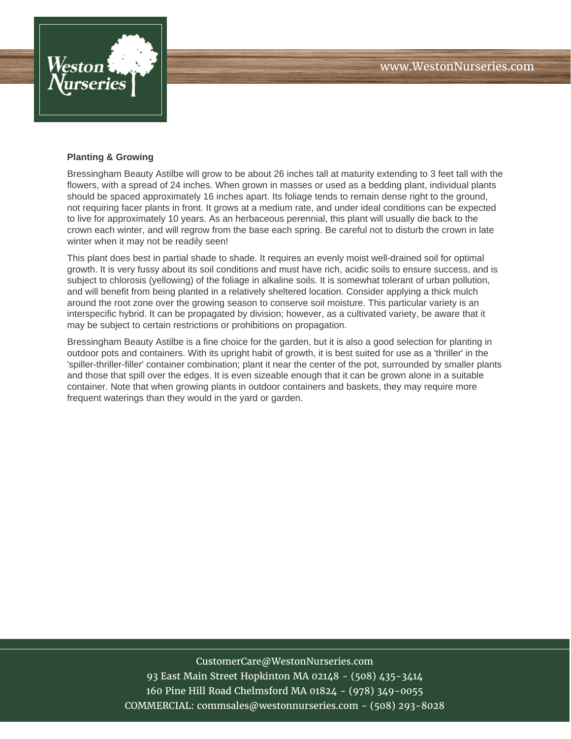### Planting & Growing

Bressingham Beauty Astilbe will grow to be about 26 inches tall at maturity extending to 3 feet tall with the flowers, with a spread of 24 inches. When grown in masses or used as a bedding plant, individual plants should be spaced approximately 16 inches apart. Its foliage tends to remain dense right to the ground, not requiring facer plants in front. It grows at a medium rate, and under ideal conditions can be expected to live for approximately 10 years. As an herbaceous perennial, this plant will usually die back to the crown each winter, and will regrow from the base each spring. Be careful not to disturb the crown in late winter when it may not be readily seen!

This plant does best in partial shade to shade. It requires an evenly moist well-drained soil for optimal growth. It is very fussy about its soil conditions and must have rich, acidic soils to ensure success, and is subject to chlorosis (yellowing) of the foliage in alkaline soils. It is somewhat tolerant of urban pollution, and will benefit from being planted in a relatively sheltered location. Consider applying a thick mulch around the root zone over the growing season to conserve soil moisture. This particular variety is an interspecific hybrid. It can be propagated by division; however, as a cultivated variety, be aware that it may be subject to certain restrictions or prohibitions on propagation.

Bressingham Beauty Astilbe is a fine choice for the garden, but it is also a good selection for planting in outdoor pots and containers. With its upright habit of growth, it is best suited for use as a 'thriller' in the 'spiller-thriller-filler' container combination; plant it near the center of the pot, surrounded by smaller plants and those that spill over the edges. It is even sizeable enough that it can be grown alone in a suitable container. Note that when growing plants in outdoor containers and baskets, they may require more frequent waterings than they would in the yard or garden.